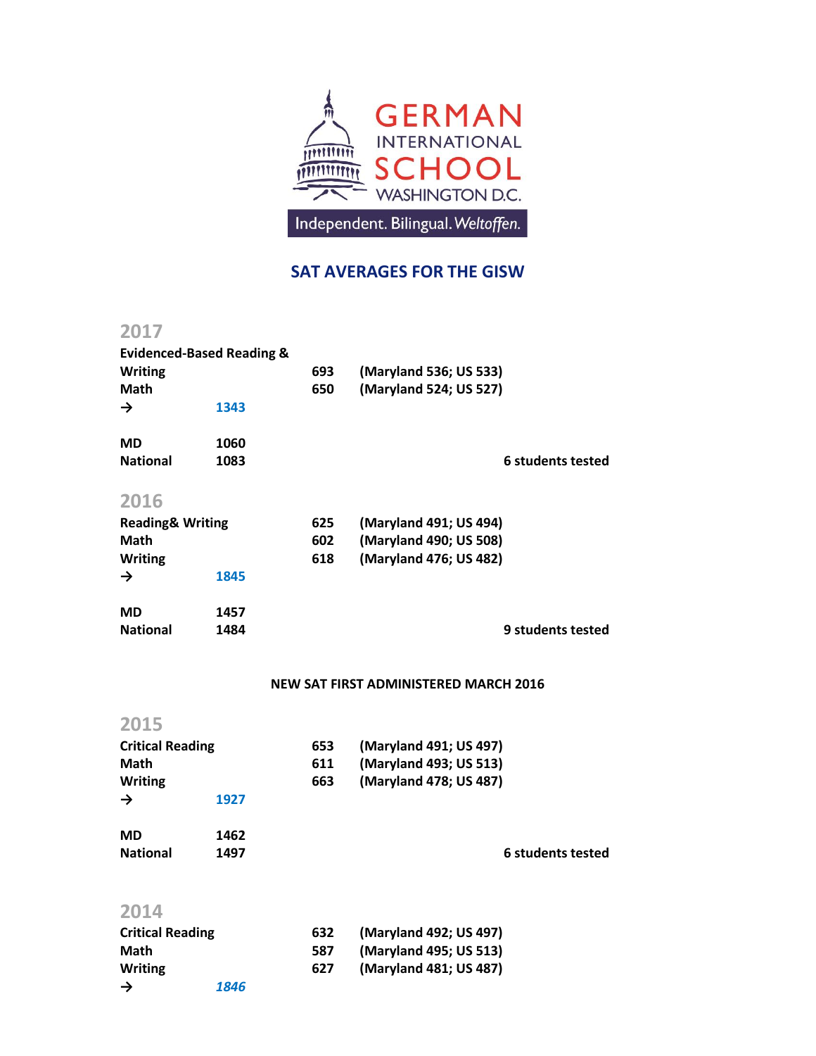GERMAN INTERNATIONAL SCHOOL WASHINGTON D.C.

Independent. Bilingual. *Weltoffen.*

# SAT AVERAGES FOR THE GISW

## 2017

**Evidenced-Based Reading & Writing** **693** **(Maryland 536; US 533)**
**Math** **650** **(Maryland 524; US 527)**
**→** **1343**

**MD** **1060**
**National** **1083**

**6 students tested**

## 2016

**Reading& Writing** **625** **(Maryland 491; US 494)**
**Math** **602** **(Maryland 490; US 508)**
**Writing** **618** **(Maryland 476; US 482)**
**→** **1845**

**MD** **1457**
**National** **1484**

**9 students tested**

**NEW SAT FIRST ADMINISTERED MARCH 2016**

## 2015

**Critical Reading** **653** **(Maryland 491; US 497)**
**Math** **611** **(Maryland 493; US 513)**
**Writing** **663** **(Maryland 478; US 487)**
**→** **1927**

**MD** **1462**
**National** **1497**

**6 students tested**

## 2014

**Critical Reading** **632** **(Maryland 492; US 497)**
**Math** **587** **(Maryland 495; US 513)**
**Writing** **627** **(Maryland 481; US 487)**
**→** ***1846***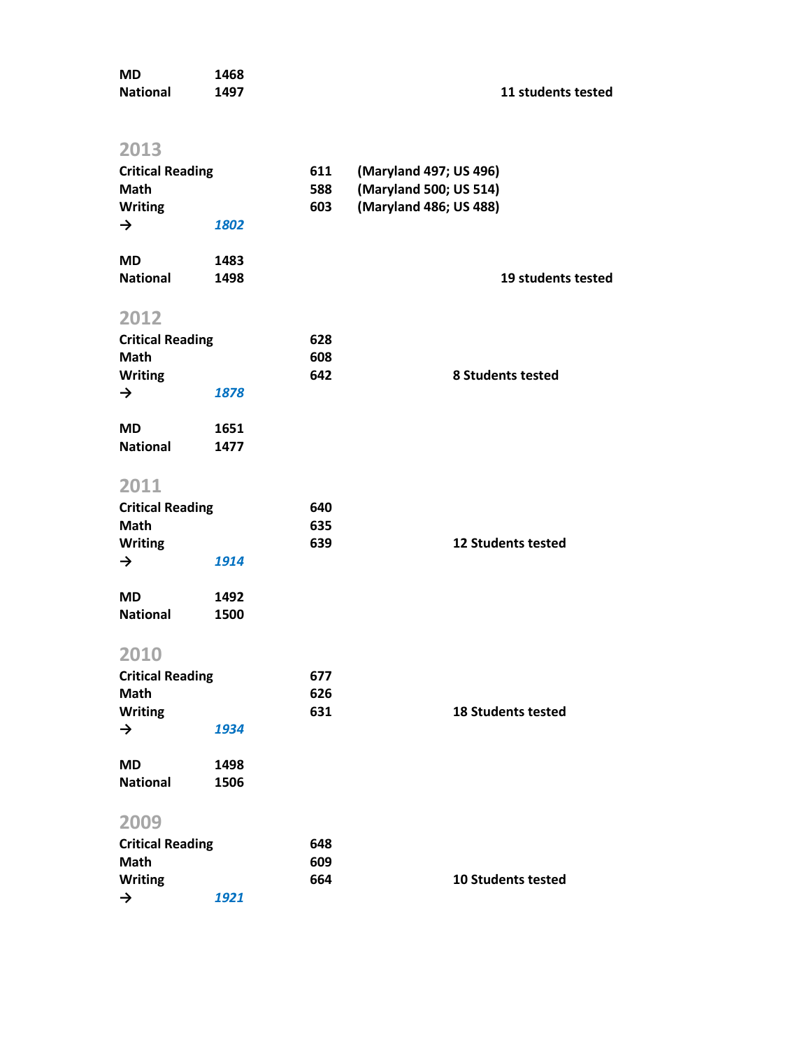**MD** 1468
**National** 1497

**11 students tested**

## 2013

| | | |
|---|---|---|
| **Critical Reading** | **611** | **(Maryland 497; US 496)** |
| **Math** | **588** | **(Maryland 500; US 514)** |
| **Writing** | **603** | **(Maryland 486; US 488)** |
| **→** *1802* | | |

**MD** 1483
**National** 1498

**19 students tested**

## 2012

| | | |
|---|---|---|
| **Critical Reading** | **628** | |
| **Math** | **608** | |
| **Writing** | **642** | **8 Students tested** |
| **→** *1878* | | |

**MD** 1651
**National** 1477

## 2011

| | | |
|---|---|---|
| **Critical Reading** | **640** | |
| **Math** | **635** | |
| **Writing** | **639** | **12 Students tested** |
| **→** *1914* | | |

**MD** 1492
**National** 1500

## 2010

| | | |
|---|---|---|
| **Critical Reading** | **677** | |
| **Math** | **626** | |
| **Writing** | **631** | **18 Students tested** |
| **→** *1934* | | |

**MD** 1498
**National** 1506

## 2009

| | | |
|---|---|---|
| **Critical Reading** | **648** | |
| **Math** | **609** | |
| **Writing** | **664** | **10 Students tested** |
| **→** *1921* | | |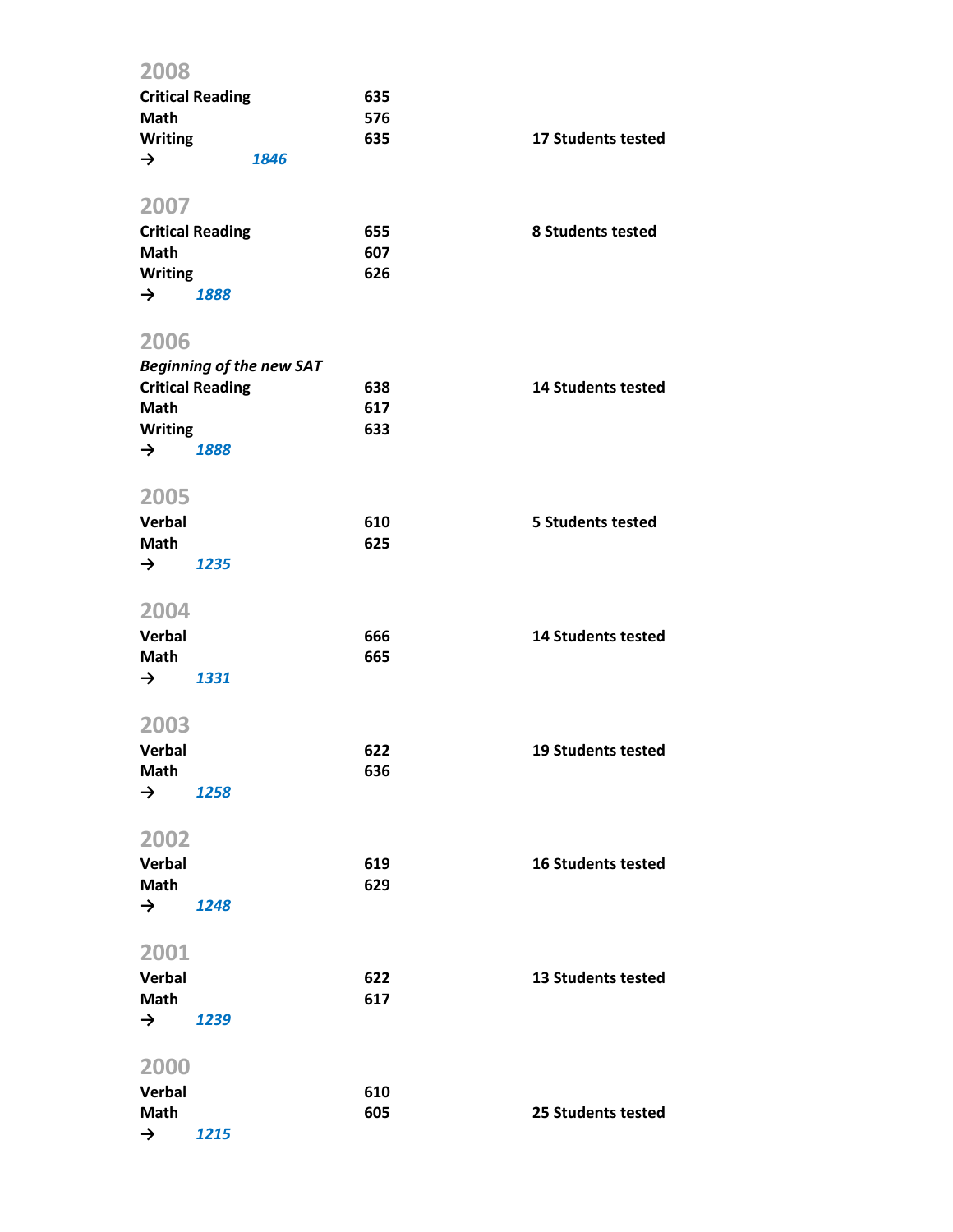## 2008

| | | |
|---|---|---|
| **Critical Reading** | **635** | |
| **Math** | **576** | |
| **Writing** | **635** | **17 Students tested** |
| **→** *1846* | | |

## 2007

| | | |
|---|---|---|
| **Critical Reading** | **655** | **8 Students tested** |
| **Math** | **607** | |
| **Writing** | **626** | |
| **→** *1888* | | |

## 2006

***Beginning of the new SAT***

| | | |
|---|---|---|
| **Critical Reading** | **638** | **14 Students tested** |
| **Math** | **617** | |
| **Writing** | **633** | |
| **→** *1888* | | |

## 2005

| | | |
|---|---|---|
| **Verbal** | **610** | **5 Students tested** |
| **Math** | **625** | |
| **→** *1235* | | |

## 2004

| | | |
|---|---|---|
| **Verbal** | **666** | **14 Students tested** |
| **Math** | **665** | |
| **→** *1331* | | |

## 2003

| | | |
|---|---|---|
| **Verbal** | **622** | **19 Students tested** |
| **Math** | **636** | |
| **→** *1258* | | |

## 2002

| | | |
|---|---|---|
| **Verbal** | **619** | **16 Students tested** |
| **Math** | **629** | |
| **→** *1248* | | |

## 2001

| | | |
|---|---|---|
| **Verbal** | **622** | **13 Students tested** |
| **Math** | **617** | |
| **→** *1239* | | |

## 2000

| | | |
|---|---|---|
| **Verbal** | **610** | |
| **Math** | **605** | **25 Students tested** |
| **→** *1215* | | |